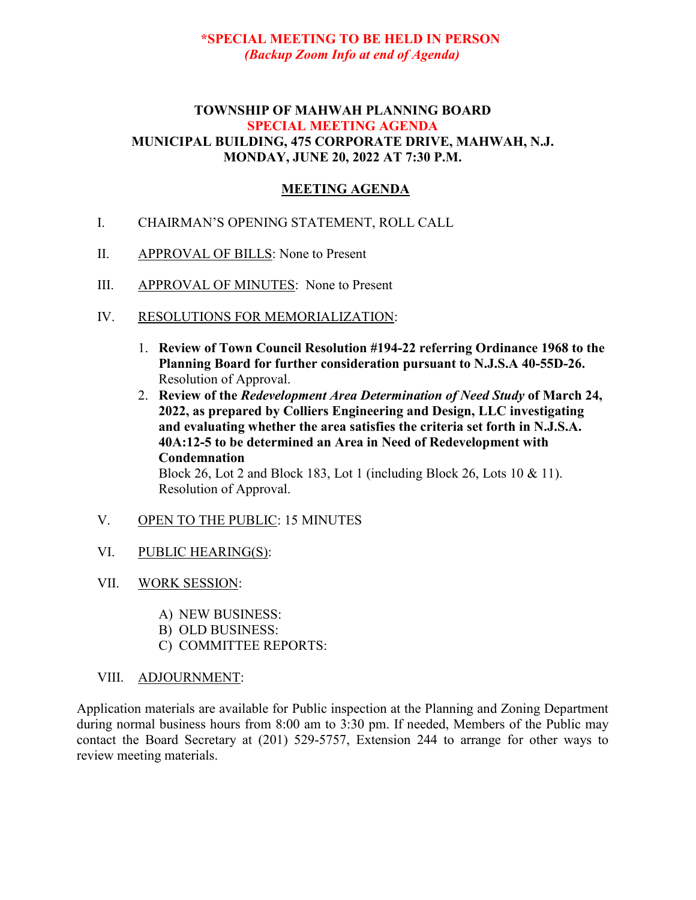**\*SPECIAL MEETING TO BE HELD IN PERSON**
***(Backup Zoom Info at end of Agenda)***

# TOWNSHIP OF MAHWAH PLANNING BOARD
## SPECIAL MEETING AGENDA
### MUNICIPAL BUILDING, 475 CORPORATE DRIVE, MAHWAH, N.J.
### MONDAY, JUNE 20, 2022 AT 7:30 P.M.

## MEETING AGENDA

I. CHAIRMAN'S OPENING STATEMENT, ROLL CALL

II. APPROVAL OF BILLS: None to Present

III. APPROVAL OF MINUTES: None to Present

IV. RESOLUTIONS FOR MEMORIALIZATION:

1. **Review of Town Council Resolution #194-22 referring Ordinance 1968 to the Planning Board for further consideration pursuant to N.J.S.A 40-55D-26.** Resolution of Approval.
2. **Review of the *Redevelopment Area Determination of Need Study* of March 24, 2022, as prepared by Colliers Engineering and Design, LLC investigating and evaluating whether the area satisfies the criteria set forth in N.J.S.A. 40A:12-5 to be determined an Area in Need of Redevelopment with Condemnation**
   Block 26, Lot 2 and Block 183, Lot 1 (including Block 26, Lots 10 & 11). Resolution of Approval.

V. OPEN TO THE PUBLIC: 15 MINUTES

VI. PUBLIC HEARING(S):

VII. WORK SESSION:

A) NEW BUSINESS:
B) OLD BUSINESS:
C) COMMITTEE REPORTS:

VIII. ADJOURNMENT:

Application materials are available for Public inspection at the Planning and Zoning Department during normal business hours from 8:00 am to 3:30 pm. If needed, Members of the Public may contact the Board Secretary at (201) 529-5757, Extension 244 to arrange for other ways to review meeting materials.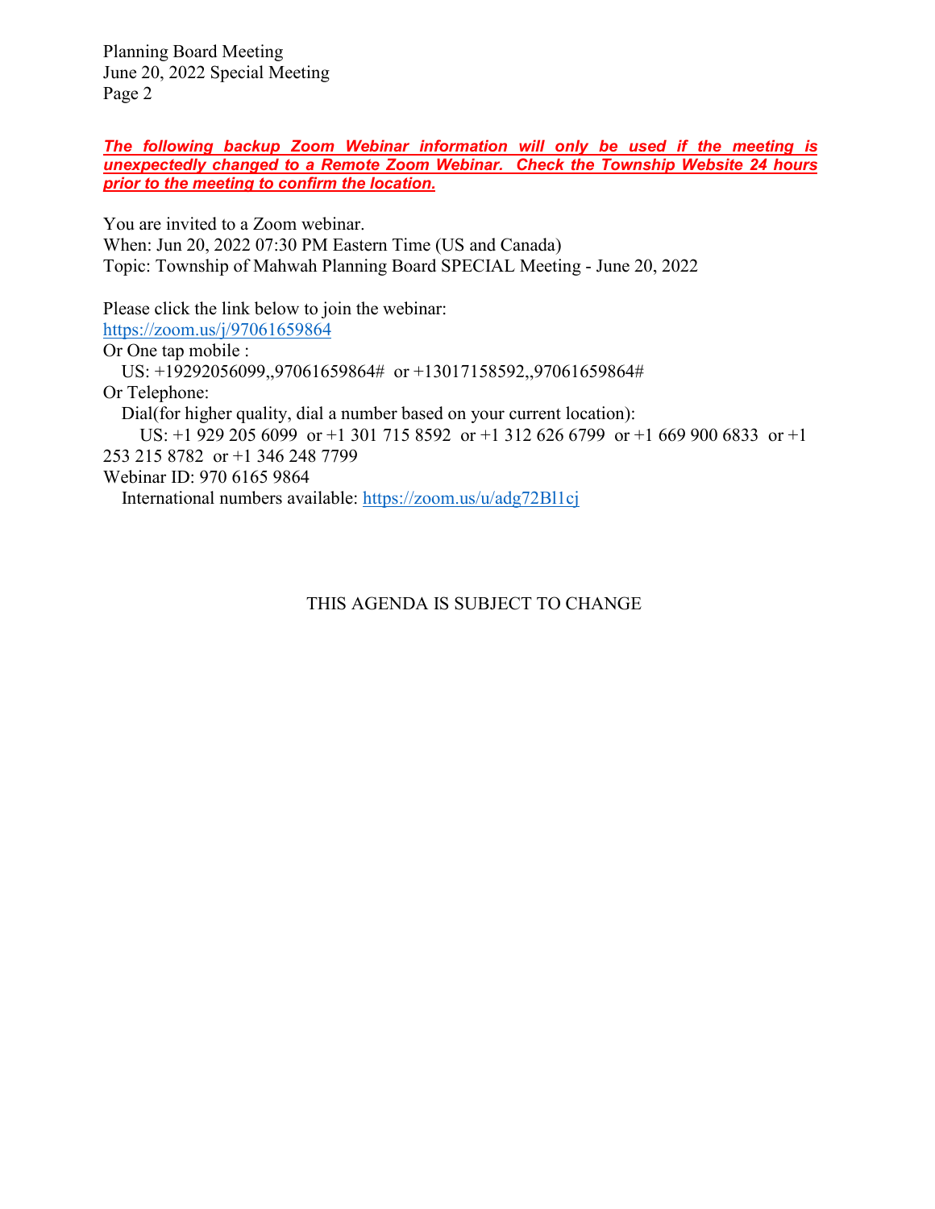***The following backup Zoom Webinar information will only be used if the meeting is unexpectedly changed to a Remote Zoom Webinar. Check the Township Website 24 hours prior to the meeting to confirm the location.***

You are invited to a Zoom webinar.
When: Jun 20, 2022 07:30 PM Eastern Time (US and Canada)
Topic: Township of Mahwah Planning Board SPECIAL Meeting - June 20, 2022

Please click the link below to join the webinar:
https://zoom.us/j/97061659864
Or One tap mobile :
US: +19292056099,,97061659864# or +13017158592,,97061659864#
Or Telephone:
Dial(for higher quality, dial a number based on your current location):
US: +1 929 205 6099 or +1 301 715 8592 or +1 312 626 6799 or +1 669 900 6833 or +1 253 215 8782 or +1 346 248 7799
Webinar ID: 970 6165 9864
International numbers available: https://zoom.us/u/adg72Bl1cj

THIS AGENDA IS SUBJECT TO CHANGE